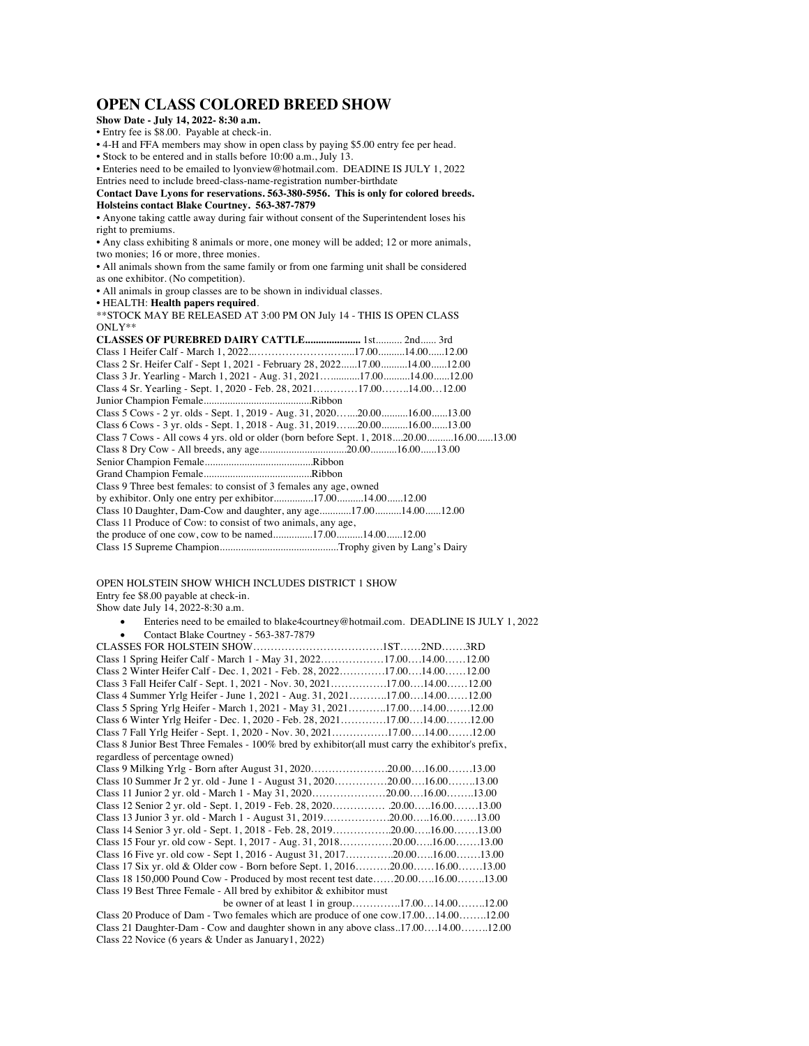# OPEN CLASS COLORED BREED SHOW

**Show Date - July 14, 2022- 8:30 a.m.**

- Entry fee is $8.00. Payable at check-in.
- 4-H and FFA members may show in open class by paying $5.00 entry fee per head.
- Stock to be entered and in stalls before 10:00 a.m., July 13.
- Enteries need to be emailed to lyonview@hotmail.com. DEADINE IS JULY 1, 2022

Entries need to include breed-class-name-registration number-birthdate

**Contact Dave Lyons for reservations. 563-380-5956. This is only for colored breeds.**
**Holsteins contact Blake Courtney. 563-387-7879**

- Anyone taking cattle away during fair without consent of the Superintendent loses his right to premiums.
- Any class exhibiting 8 animals or more, one money will be added; 12 or more animals, two monies; 16 or more, three monies.
- All animals shown from the same family or from one farming unit shall be considered as one exhibitor. (No competition).
- All animals in group classes are to be shown in individual classes.
- HEALTH: **Health papers required**.

**STOCK MAY BE RELEASED AT 3:00 PM ON July 14 - THIS IS OPEN CLASS ONLY**

**CLASSES OF PUREBRED DAIRY CATTLE.....................** 1st.......... 2nd...... 3rd

Class 1 Heifer Calf - March 1, 2022....……………………….....17.00..........14.00......12.00
Class 2 Sr. Heifer Calf - Sept 1, 2021 - February 28, 2022......17.00..........14.00......12.00
Class 3 Jr. Yearling - March 1, 2021 - Aug. 31, 2021…...........17.00..........14.00......12.00
Class 4 Sr. Yearling - Sept. 1, 2020 - Feb. 28, 2021………….17.00……..14.00…12.00
Junior Champion Female.........................................Ribbon
Class 5 Cows - 2 yr. olds - Sept. 1, 2019 - Aug. 31, 2020…....20.00..........16.00......13.00
Class 6 Cows - 3 yr. olds - Sept. 1, 2018 - Aug. 31, 2019…....20.00..........16.00......13.00
Class 7 Cows - All cows 4 yrs. old or older (born before Sept. 1, 2018....20.00..........16.00......13.00
Class 8 Dry Cow - All breeds, any age.................................20.00..........16.00......13.00
Senior Champion Female.........................................Ribbon
Grand Champion Female.........................................Ribbon
Class 9 Three best females: to consist of 3 females any age, owned by exhibitor. Only one entry per exhibitor...............17.00..........14.00......12.00
Class 10 Daughter, Dam-Cow and daughter, any age............17.00..........14.00......12.00
Class 11 Produce of Cow: to consist of two animals, any age, the produce of one cow, cow to be named...............17.00..........14.00......12.00
Class 15 Supreme Champion............................................Trophy given by Lang's Dairy

OPEN HOLSTEIN SHOW WHICH INCLUDES DISTRICT 1 SHOW
Entry fee $8.00 payable at check-in.
Show date July 14, 2022-8:30 a.m.

- Enteries need to be emailed to blake4courtney@hotmail.com. DEADLINE IS JULY 1, 2022
- Contact Blake Courtney - 563-387-7879

CLASSES FOR HOLSTEIN SHOW………………………………1ST……2ND…….3RD
Class 1 Spring Heifer Calf - March 1 - May 31, 2022………………17.00….14.00……12.00
Class 2 Winter Heifer Calf - Dec. 1, 2021 - Feb. 28, 2022………….17.00….14.00……12.00
Class 3 Fall Heifer Calf - Sept. 1, 2021 - Nov. 30, 2021…………….17.00….14.00……12.00
Class 4 Summer Yrlg Heifer - June 1, 2021 - Aug. 31, 2021………..17.00….14.00……12.00
Class 5 Spring Yrlg Heifer - March 1, 2021 - May 31, 2021………..17.00….14.00…….12.00
Class 6 Winter Yrlg Heifer - Dec. 1, 2020 - Feb. 28, 2021………….17.00….14.00…….12.00
Class 7 Fall Yrlg Heifer - Sept. 1, 2020 - Nov. 30, 2021…………….17.00….14.00…….12.00
Class 8 Junior Best Three Females - 100% bred by exhibitor(all must carry the exhibitor's prefix, regardless of percentage owned)
Class 9 Milking Yrlg - Born after August 31, 2020………………….20.00….16.00…….13.00
Class 10 Summer Jr 2 yr. old - June 1 - August 31, 2020……………20.00….16.00……..13.00
Class 11 Junior 2 yr. old - March 1 - May 31, 2020…………………20.00….16.00……..13.00
Class 12 Senior 2 yr. old - Sept. 1, 2019 - Feb. 28, 2020…………… .20.00…..16.00…….13.00
Class 13 Junior 3 yr. old - March 1 - August 31, 2019……………….20.00…..16.00…….13.00
Class 14 Senior 3 yr. old - Sept. 1, 2018 - Feb. 28, 2019……………..20.00…..16.00…….13.00
Class 15 Four yr. old cow - Sept. 1, 2017 - Aug. 31, 2018……………20.00…..16.00…….13.00
Class 16 Five yr. old cow - Sept 1, 2016 - August 31, 2017…………..20.00…..16.00…….13.00
Class 17 Six yr. old & Older cow - Born before Sept. 1, 2016……….20.00……16.00…….13.00
Class 18 150,000 Pound Cow - Produced by most recent test date……20.00…..16.00……..13.00
Class 19 Best Three Female - All bred by exhibitor & exhibitor must be owner of at least 1 in group…………..17.00…14.00……..12.00
Class 20 Produce of Dam - Two females which are produce of one cow.17.00…14.00……..12.00
Class 21 Daughter-Dam - Cow and daughter shown in any above class..17.00….14.00……..12.00
Class 22 Novice (6 years & Under as January1, 2022)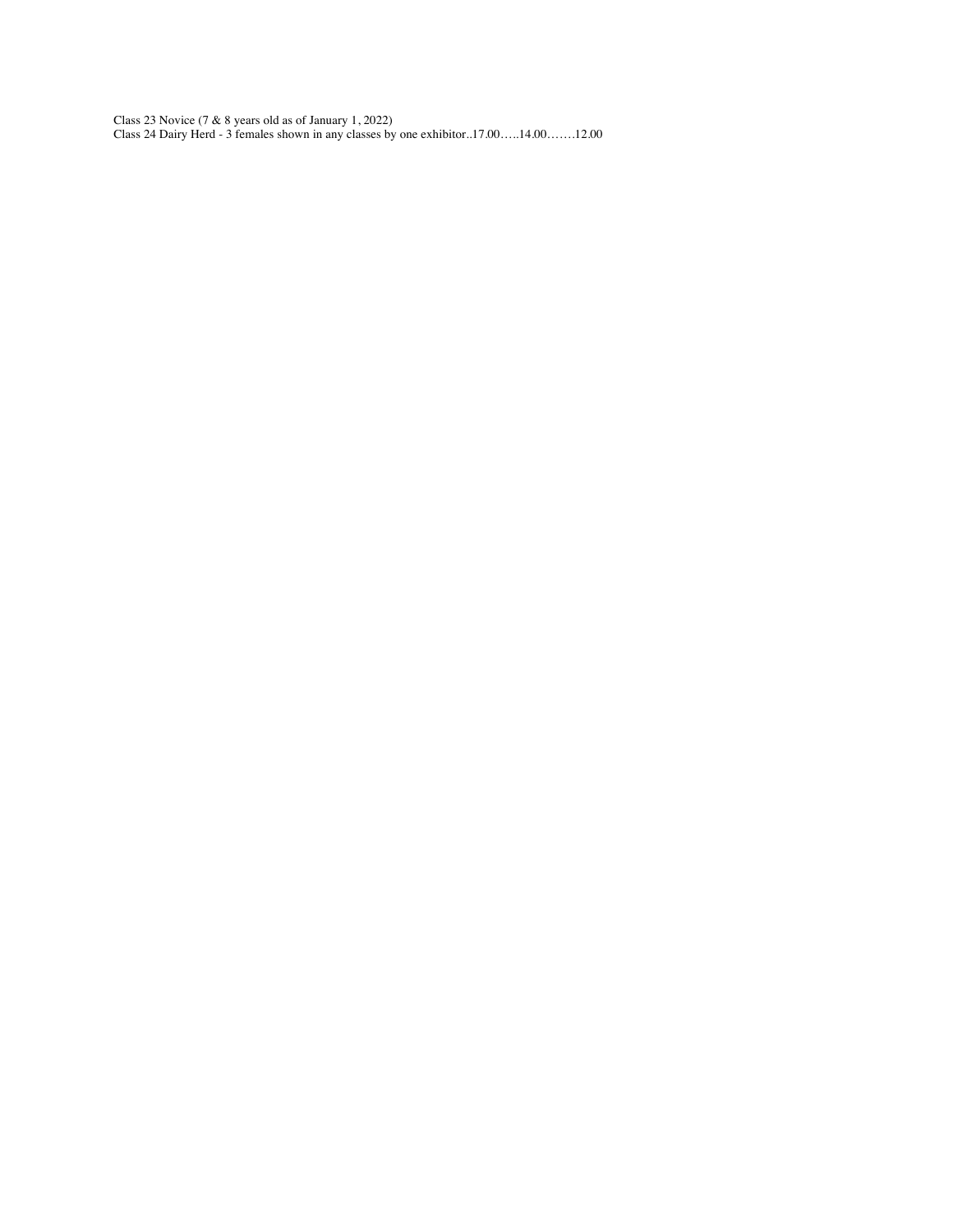Class 23 Novice (7 & 8 years old as of January 1, 2022)

Class 24 Dairy Herd - 3 females shown in any classes by one exhibitor..17.00…..14.00…….12.00